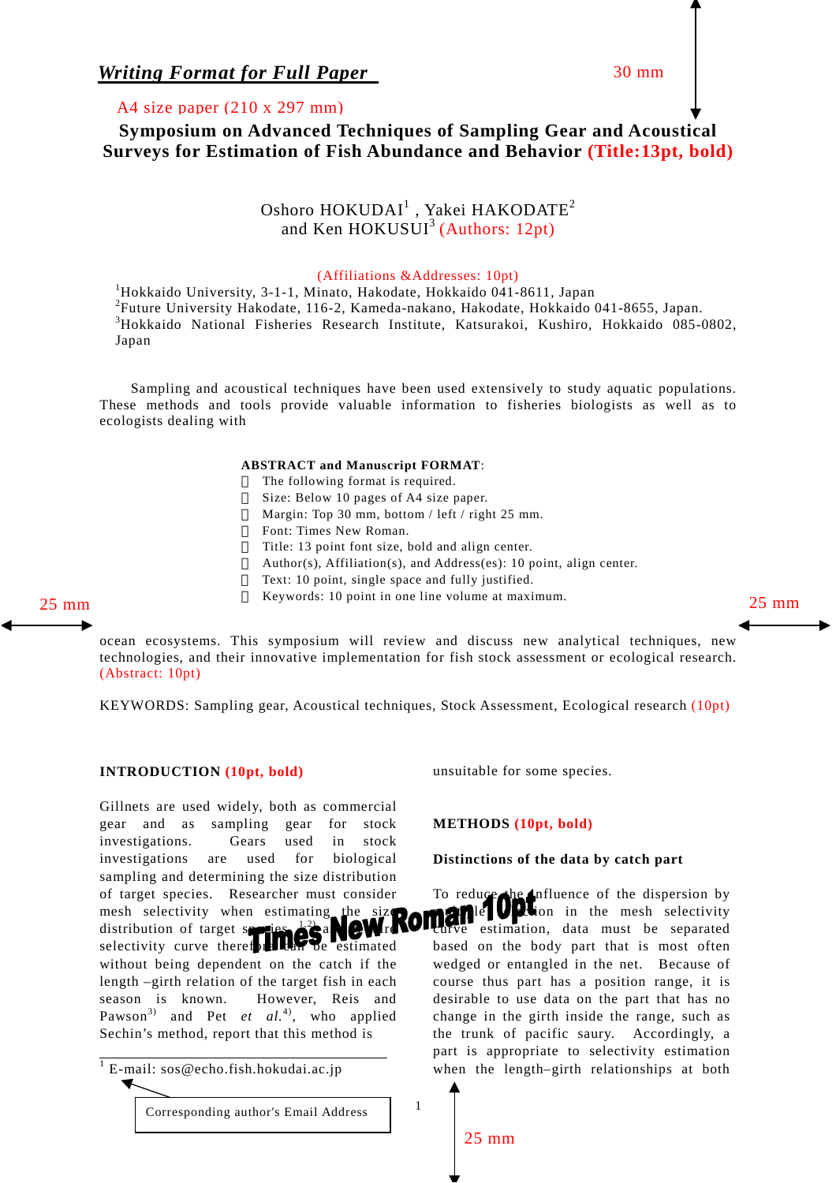*Writing Format for Full Paper*

30 mm

A4 size paper (210 x 297 mm)

# Symposium on Advanced Techniques of Sampling Gear and Acoustical Surveys for Estimation of Fish Abundance and Behavior (Title:13pt, bold)

Oshoro HOKUDAI[1] , Yakei HAKODATE[2]
and Ken HOKUSUI[3] (Authors: 12pt)

(Affiliations &Addresses: 10pt)
[1]Hokkaido University, 3-1-1, Minato, Hakodate, Hokkaido 041-8611, Japan
[2]Future University Hakodate, 116-2, Kameda-nakano, Hakodate, Hokkaido 041-8655, Japan.
[3]Hokkaido National Fisheries Research Institute, Katsurakoi, Kushiro, Hokkaido 085-0802, Japan

Sampling and acoustical techniques have been used extensively to study aquatic populations. These methods and tools provide valuable information to fisheries biologists as well as to ecologists dealing with

**ABSTRACT and Manuscript FORMAT**:

- The following format is required.
- Size: Below 10 pages of A4 size paper.
- Margin: Top 30 mm, bottom / left / right 25 mm.
- Font: Times New Roman.
- Title: 13 point font size, bold and align center.
- Author(s), Affiliation(s), and Address(es): 10 point, align center.
- Text: 10 point, single space and fully justified.
- Keywords: 10 point in one line volume at maximum.

25 mm

25 mm

ocean ecosystems. This symposium will review and discuss new analytical techniques, new technologies, and their innovative implementation for fish stock assessment or ecological research. (Abstract: 10pt)

KEYWORDS: Sampling gear, Acoustical techniques, Stock Assessment, Ecological research (10pt)

## INTRODUCTION (10pt, bold)

Gillnets are used widely, both as commercial gear and as sampling gear for stock investigations. Gears used in stock investigations are used for biological sampling and determining the size distribution of target species. Researcher must consider mesh selectivity when estimating the size distribution of target species[1,2] a... selectivity curve therefore can be estimated without being dependent on the catch if the length –girth relation of the target fish in each season is known. However, Reis and Pawson[3] and Pet *et al.*[4], who applied Sechin's method, report that this method is unsuitable for some species.

Times New Roman 10pt

## METHODS (10pt, bold)

### Distinctions of the data by catch part

To reduce the influence of the dispersion by ... in the mesh selectivity curve estimation, data must be separated based on the body part that is most often wedged or entangled in the net. Because of course thus part has a position range, it is desirable to use data on the part that has no change in the girth inside the range, such as the trunk of pacific saury. Accordingly, a part is appropriate to selectivity estimation when the length–girth relationships at both

[1] E-mail: sos@echo.fish.hokudai.ac.jp

Corresponding author's Email Address

25 mm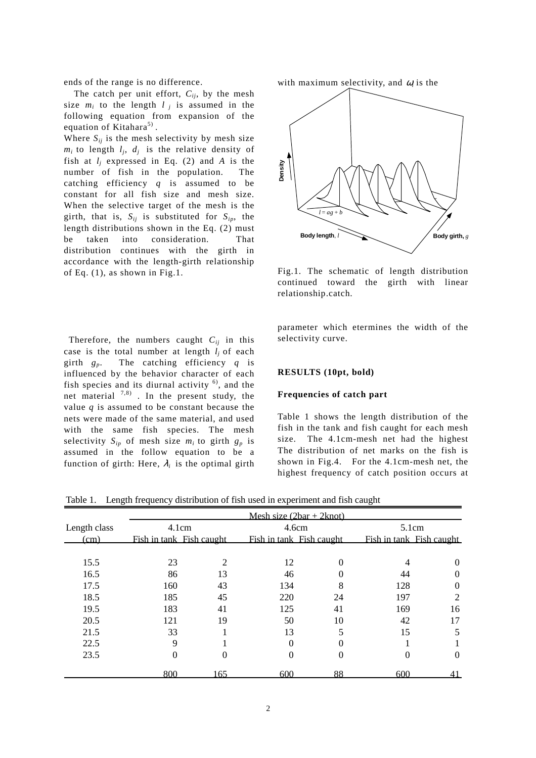ends of the range is no difference.

The catch per unit effort, $C_{ij}$, by the mesh size $m_i$ to the length $l_j$ is assumed in the following equation from expansion of the equation of Kitahara[5].

Where $S_{ij}$ is the mesh selectivity by mesh size $m_i$ to length $l_j$, $d_j$ is the relative density of fish at $l_j$ expressed in Eq. (2) and $A$ is the number of fish in the population. The catching efficiency $q$ is assumed to be constant for all fish size and mesh size. When the selective target of the mesh is the girth, that is, $S_{ij}$ is substituted for $S_{ip}$, the length distributions shown in the Eq. (2) must be taken into consideration. That distribution continues with the girth in accordance with the length-girth relationship of Eq. (1), as shown in Fig.1.

Therefore, the numbers caught $C_{ij}$ in this case is the total number at length $l_j$ of each girth $g_p$. The catching efficiency $q$ is influenced by the behavior character of each fish species and its diurnal activity [6], and the net material [7,8]. In the present study, the value $q$ is assumed to be constant because the nets were made of the same material, and used with the same fish species. The mesh selectivity $S_{ip}$ of mesh size $m_i$ to girth $g_p$ is assumed in the follow equation to be a function of girth: Here, $\lambda_i$ is the optimal girth with maximum selectivity, and $\omega_i$ is the parameter which etermines the width of the selectivity curve.

Fig.1. The schematic of length distribution continued toward the girth with linear relationship.catch.

## RESULTS (10pt, bold)

### Frequencies of catch part

Table 1 shows the length distribution of the fish in the tank and fish caught for each mesh size. The 4.1cm-mesh net had the highest The distribution of net marks on the fish is shown in Fig.4. For the 4.1cm-mesh net, the highest frequency of catch position occurs at

Table 1. Length frequency distribution of fish used in experiment and fish caught

| Length class (cm) | Mesh size (2bar + 2knot) | | | | | |
|---|---|---|---|---|---|---|
| | 4.1cm | | 4.6cm | | 5.1cm | |
| | Fish in tank | Fish caught | Fish in tank | Fish caught | Fish in tank | Fish caught |
| 15.5 | 23 | 2 | 12 | 0 | 4 | 0 |
| 16.5 | 86 | 13 | 46 | 0 | 44 | 0 |
| 17.5 | 160 | 43 | 134 | 8 | 128 | 0 |
| 18.5 | 185 | 45 | 220 | 24 | 197 | 2 |
| 19.5 | 183 | 41 | 125 | 41 | 169 | 16 |
| 20.5 | 121 | 19 | 50 | 10 | 42 | 17 |
| 21.5 | 33 | 1 | 13 | 5 | 15 | 5 |
| 22.5 | 9 | 1 | 0 | 0 | 1 | 1 |
| 23.5 | 0 | 0 | 0 | 0 | 0 | 0 |
| | 800 | 165 | 600 | 88 | 600 | 41 |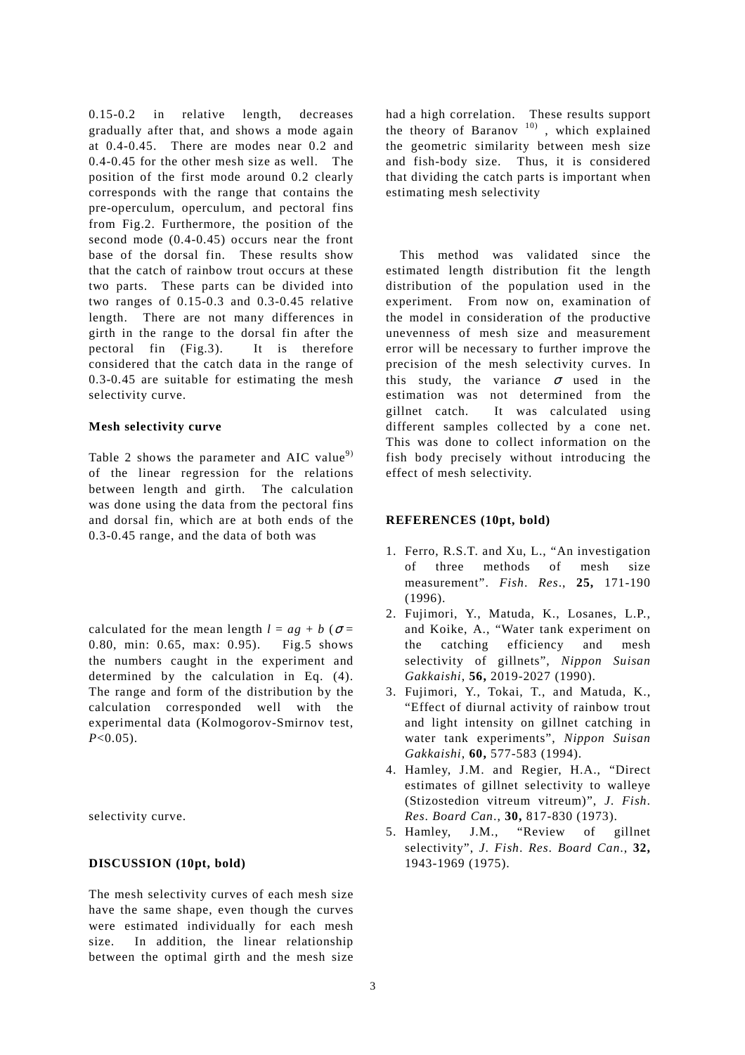0.15-0.2 in relative length, decreases gradually after that, and shows a mode again at 0.4-0.45. There are modes near 0.2 and 0.4-0.45 for the other mesh size as well. The position of the first mode around 0.2 clearly corresponds with the range that contains the pre-operculum, operculum, and pectoral fins from Fig.2. Furthermore, the position of the second mode (0.4-0.45) occurs near the front base of the dorsal fin. These results show that the catch of rainbow trout occurs at these two parts. These parts can be divided into two ranges of 0.15-0.3 and 0.3-0.45 relative length. There are not many differences in girth in the range to the dorsal fin after the pectoral fin (Fig.3). It is therefore considered that the catch data in the range of 0.3-0.45 are suitable for estimating the mesh selectivity curve.

### Mesh selectivity curve

Table 2 shows the parameter and AIC value[9] of the linear regression for the relations between length and girth. The calculation was done using the data from the pectoral fins and dorsal fin, which are at both ends of the 0.3-0.45 range, and the data of both was

calculated for the mean length $l = ag + b$ ($\sigma$ = 0.80, min: 0.65, max: 0.95). Fig.5 shows the numbers caught in the experiment and determined by the calculation in Eq. (4). The range and form of the distribution by the calculation corresponded well with the experimental data (Kolmogorov-Smirnov test, $P<0.05$).

selectivity curve.

## DISCUSSION (10pt, bold)

The mesh selectivity curves of each mesh size have the same shape, even though the curves were estimated individually for each mesh size. In addition, the linear relationship between the optimal girth and the mesh size had a high correlation. These results support the theory of Baranov [10], which explained the geometric similarity between mesh size and fish-body size. Thus, it is considered that dividing the catch parts is important when estimating mesh selectivity

This method was validated since the estimated length distribution fit the length distribution of the population used in the experiment. From now on, examination of the model in consideration of the productive unevenness of mesh size and measurement error will be necessary to further improve the precision of the mesh selectivity curves. In this study, the variance $\sigma$ used in the estimation was not determined from the gillnet catch. It was calculated using different samples collected by a cone net. This was done to collect information on the fish body precisely without introducing the effect of mesh selectivity.

## REFERENCES (10pt, bold)

1. Ferro, R.S.T. and Xu, L., "An investigation of three methods of mesh size measurement". *Fish. Res.*, **25,** 171-190 (1996).
2. Fujimori, Y., Matuda, K., Losanes, L.P., and Koike, A., "Water tank experiment on the catching efficiency and mesh selectivity of gillnets", *Nippon Suisan Gakkaishi*, **56,** 2019-2027 (1990).
3. Fujimori, Y., Tokai, T., and Matuda, K., "Effect of diurnal activity of rainbow trout and light intensity on gillnet catching in water tank experiments", *Nippon Suisan Gakkaishi*, **60,** 577-583 (1994).
4. Hamley, J.M. and Regier, H.A., "Direct estimates of gillnet selectivity to walleye (Stizostedion vitreum vitreum)", *J. Fish. Res. Board Can.*, **30,** 817-830 (1973).
5. Hamley, J.M., "Review of gillnet selectivity", *J. Fish. Res. Board Can.*, **32,** 1943-1969 (1975).